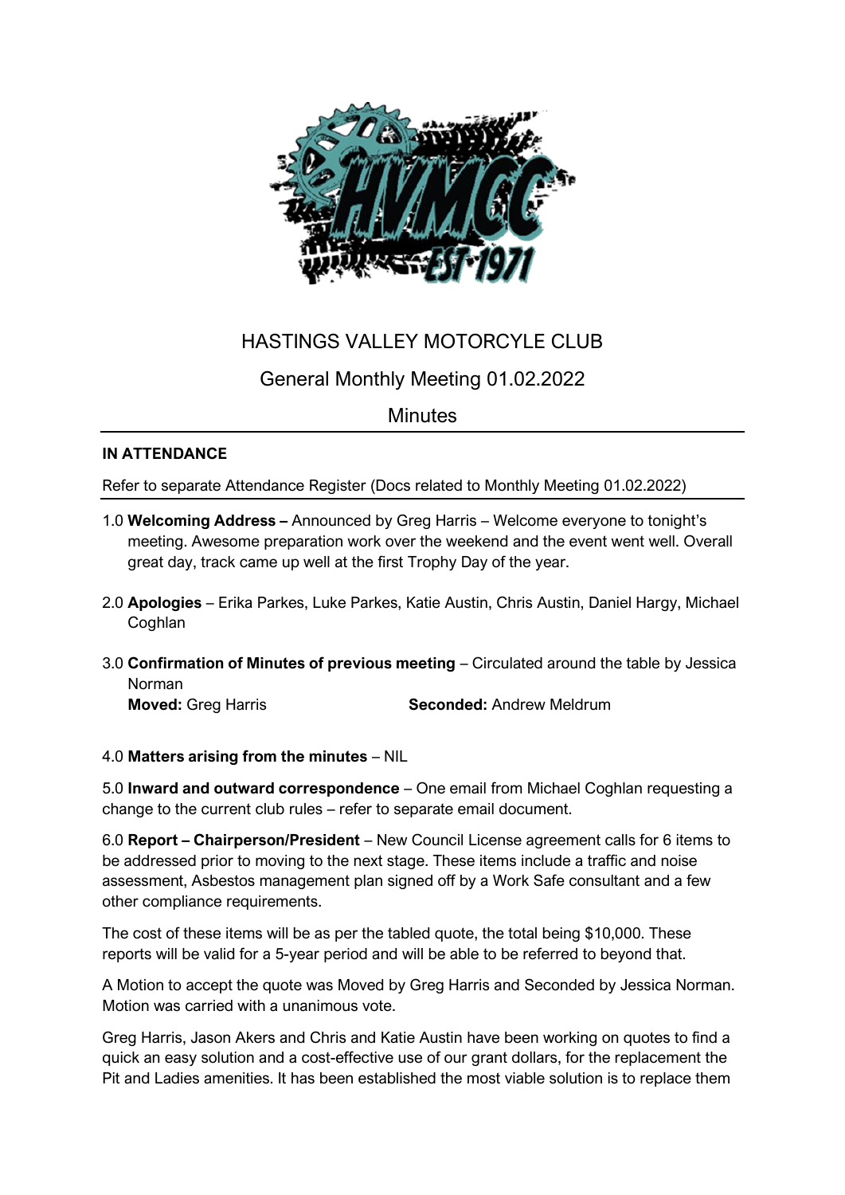# HASTINGS VALLEY MOTORCYLE CLUB

## General Monthly Meeting 01.02.2022

## Minutes

**IN ATTENDANCE**

Refer to separate Attendance Register (Docs related to Monthly Meeting 01.02.2022)

1.0 **Welcoming Address –** Announced by Greg Harris – Welcome everyone to tonight's meeting. Awesome preparation work over the weekend and the event went well. Overall great day, track came up well at the first Trophy Day of the year.

2.0 **Apologies** – Erika Parkes, Luke Parkes, Katie Austin, Chris Austin, Daniel Hargy, Michael Coghlan

3.0 **Confirmation of Minutes of previous meeting** – Circulated around the table by Jessica Norman
**Moved:** Greg Harris **Seconded:** Andrew Meldrum

4.0 **Matters arising from the minutes** – NIL

5.0 **Inward and outward correspondence** – One email from Michael Coghlan requesting a change to the current club rules – refer to separate email document.

6.0 **Report – Chairperson/President** – New Council License agreement calls for 6 items to be addressed prior to moving to the next stage. These items include a traffic and noise assessment, Asbestos management plan signed off by a Work Safe consultant and a few other compliance requirements.

The cost of these items will be as per the tabled quote, the total being $10,000. These reports will be valid for a 5-year period and will be able to be referred to beyond that.

A Motion to accept the quote was Moved by Greg Harris and Seconded by Jessica Norman. Motion was carried with a unanimous vote.

Greg Harris, Jason Akers and Chris and Katie Austin have been working on quotes to find a quick an easy solution and a cost-effective use of our grant dollars, for the replacement the Pit and Ladies amenities. It has been established the most viable solution is to replace them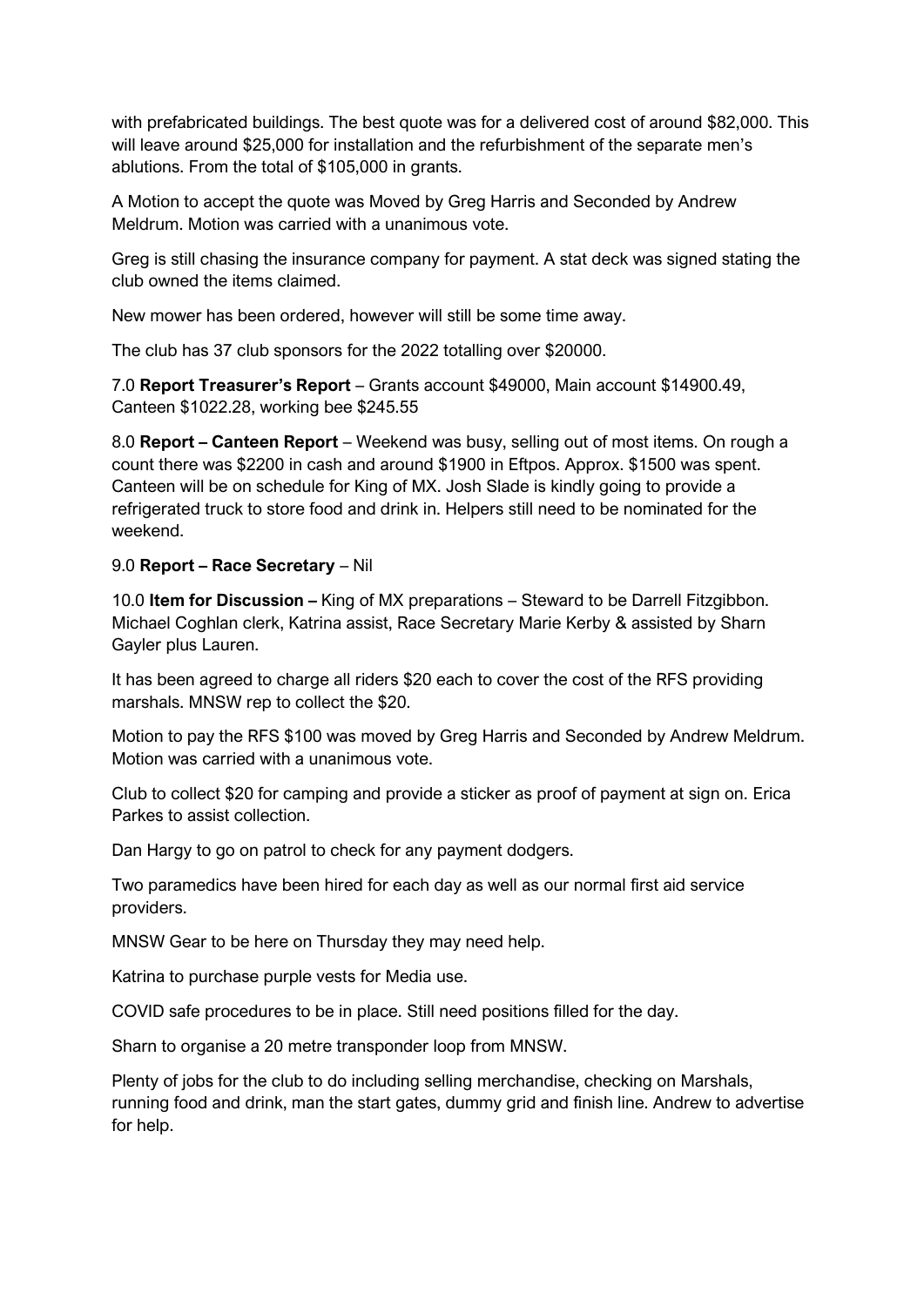with prefabricated buildings. The best quote was for a delivered cost of around $82,000. This will leave around $25,000 for installation and the refurbishment of the separate men's ablutions. From the total of $105,000 in grants.

A Motion to accept the quote was Moved by Greg Harris and Seconded by Andrew Meldrum. Motion was carried with a unanimous vote.

Greg is still chasing the insurance company for payment. A stat deck was signed stating the club owned the items claimed.

New mower has been ordered, however will still be some time away.

The club has 37 club sponsors for the 2022 totalling over $20000.

7.0 **Report Treasurer's Report** – Grants account $49000, Main account $14900.49, Canteen $1022.28, working bee $245.55

8.0 **Report – Canteen Report** – Weekend was busy, selling out of most items. On rough a count there was $2200 in cash and around $1900 in Eftpos. Approx. $1500 was spent. Canteen will be on schedule for King of MX. Josh Slade is kindly going to provide a refrigerated truck to store food and drink in. Helpers still need to be nominated for the weekend.

9.0 **Report – Race Secretary** – Nil

10.0 **Item for Discussion –** King of MX preparations – Steward to be Darrell Fitzgibbon. Michael Coghlan clerk, Katrina assist, Race Secretary Marie Kerby & assisted by Sharn Gayler plus Lauren.

It has been agreed to charge all riders $20 each to cover the cost of the RFS providing marshals. MNSW rep to collect the $20.

Motion to pay the RFS $100 was moved by Greg Harris and Seconded by Andrew Meldrum. Motion was carried with a unanimous vote.

Club to collect $20 for camping and provide a sticker as proof of payment at sign on. Erica Parkes to assist collection.

Dan Hargy to go on patrol to check for any payment dodgers.

Two paramedics have been hired for each day as well as our normal first aid service providers.

MNSW Gear to be here on Thursday they may need help.

Katrina to purchase purple vests for Media use.

COVID safe procedures to be in place. Still need positions filled for the day.

Sharn to organise a 20 metre transponder loop from MNSW.

Plenty of jobs for the club to do including selling merchandise, checking on Marshals, running food and drink, man the start gates, dummy grid and finish line. Andrew to advertise for help.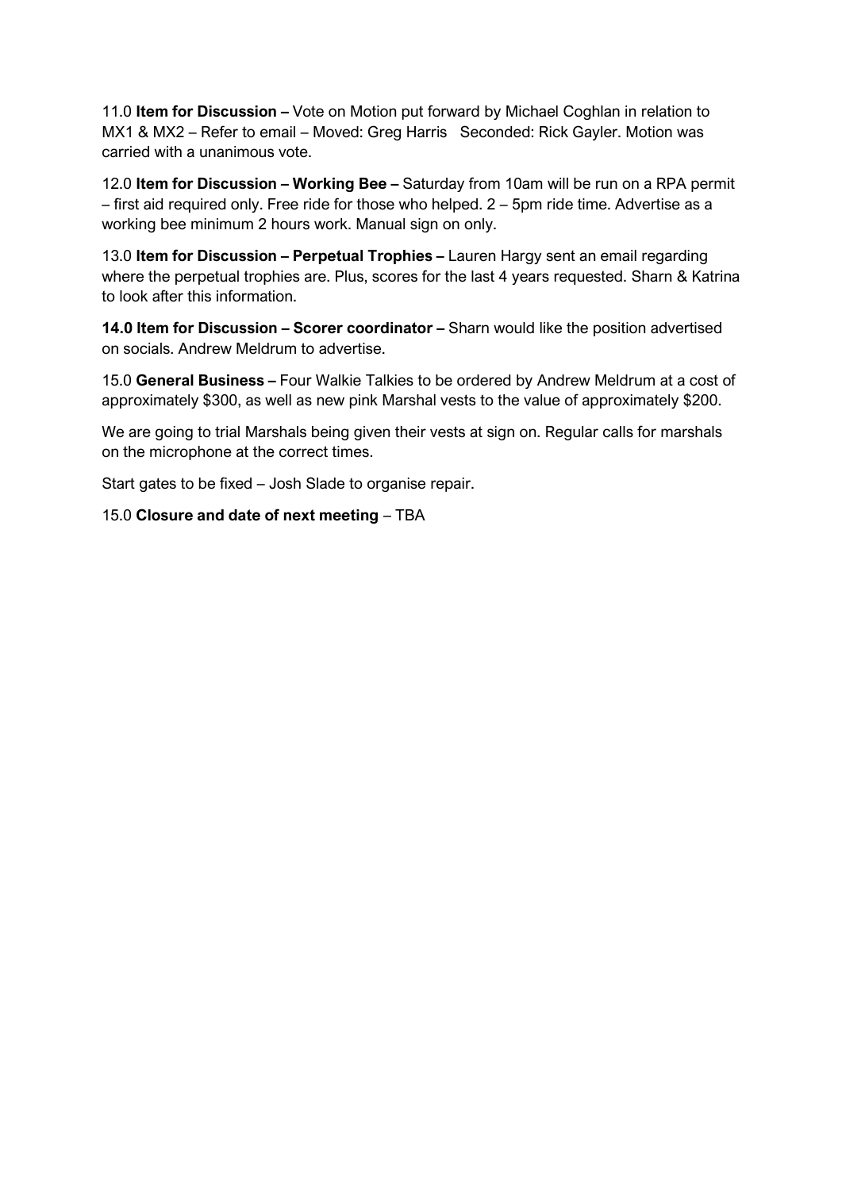11.0 **Item for Discussion –** Vote on Motion put forward by Michael Coghlan in relation to MX1 & MX2 – Refer to email – Moved: Greg Harris   Seconded: Rick Gayler. Motion was carried with a unanimous vote.

12.0 **Item for Discussion – Working Bee –** Saturday from 10am will be run on a RPA permit – first aid required only. Free ride for those who helped. 2 – 5pm ride time. Advertise as a working bee minimum 2 hours work. Manual sign on only.

13.0 **Item for Discussion – Perpetual Trophies –** Lauren Hargy sent an email regarding where the perpetual trophies are. Plus, scores for the last 4 years requested. Sharn & Katrina to look after this information.

**14.0 Item for Discussion – Scorer coordinator –** Sharn would like the position advertised on socials. Andrew Meldrum to advertise.

15.0 **General Business –** Four Walkie Talkies to be ordered by Andrew Meldrum at a cost of approximately $300, as well as new pink Marshal vests to the value of approximately $200.

We are going to trial Marshals being given their vests at sign on. Regular calls for marshals on the microphone at the correct times.

Start gates to be fixed – Josh Slade to organise repair.

15.0 **Closure and date of next meeting** – TBA